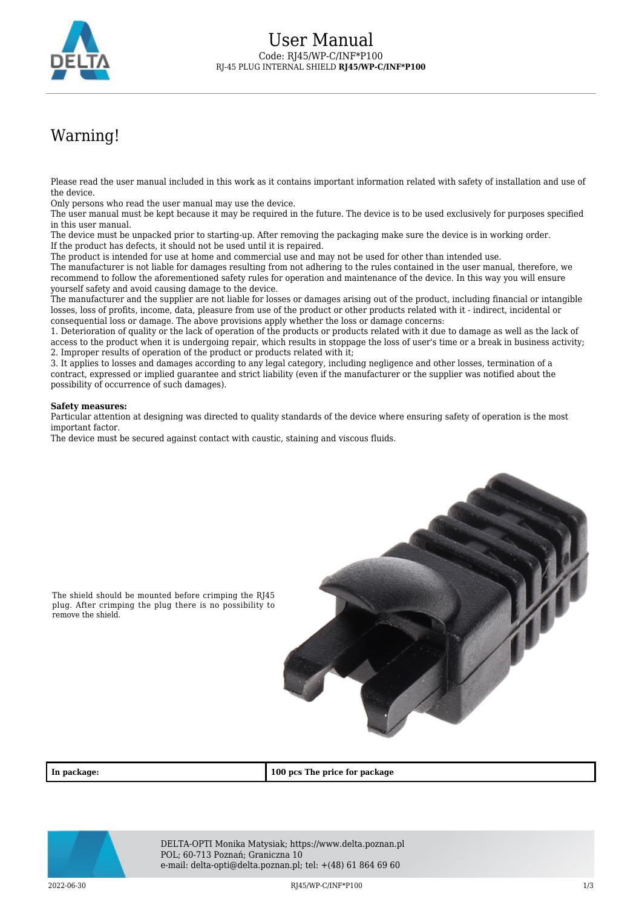# User Manual

Code: RJ45/WP-C/INF*P100

RJ-45 PLUG INTERNAL SHIELD **RJ45/WP-C/INF*P100**

## Warning!

Please read the user manual included in this work as it contains important information related with safety of installation and use of the device.
Only persons who read the user manual may use the device.
The user manual must be kept because it may be required in the future. The device is to be used exclusively for purposes specified in this user manual.
The device must be unpacked prior to starting-up. After removing the packaging make sure the device is in working order.
If the product has defects, it should not be used until it is repaired.
The product is intended for use at home and commercial use and may not be used for other than intended use.
The manufacturer is not liable for damages resulting from not adhering to the rules contained in the user manual, therefore, we recommend to follow the aforementioned safety rules for operation and maintenance of the device. In this way you will ensure yourself safety and avoid causing damage to the device.
The manufacturer and the supplier are not liable for losses or damages arising out of the product, including financial or intangible losses, loss of profits, income, data, pleasure from use of the product or other products related with it - indirect, incidental or consequential loss or damage. The above provisions apply whether the loss or damage concerns:
1. Deterioration of quality or the lack of operation of the products or products related with it due to damage as well as the lack of access to the product when it is undergoing repair, which results in stoppage the loss of user's time or a break in business activity;
2. Improper results of operation of the product or products related with it;
3. It applies to losses and damages according to any legal category, including negligence and other losses, termination of a contract, expressed or implied guarantee and strict liability (even if the manufacturer or the supplier was notified about the possibility of occurrence of such damages).

**Safety measures:**
Particular attention at designing was directed to quality standards of the device where ensuring safety of operation is the most important factor.
The device must be secured against contact with caustic, staining and viscous fluids.

The shield should be mounted before crimping the RJ45 plug. After crimping the plug there is no possibility to remove the shield.

| **In package:** | **100 pcs The price for package** |
|---|---|

DELTA-OPTI Monika Matysiak; https://www.delta.poznan.pl
POL; 60-713 Poznań; Graniczna 10
e-mail: delta-opti@delta.poznan.pl; tel: +(48) 61 864 69 60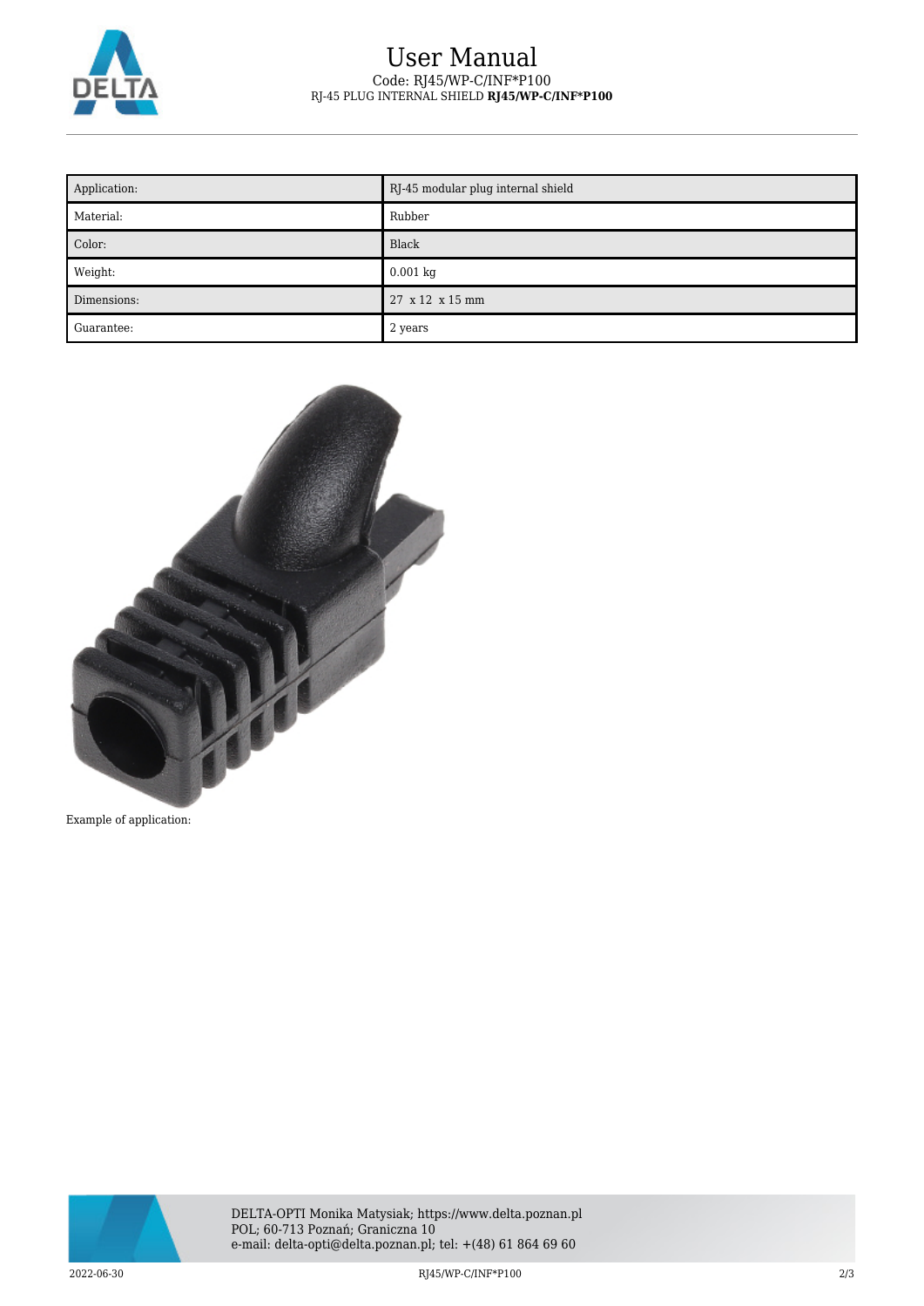| Application: | RJ-45 modular plug internal shield |
| --- | --- |
| Material: | Rubber |
| Color: | Black |
| Weight: | 0.001 kg |
| Dimensions: | 27 x 12 x 15 mm |
| Guarantee: | 2 years |

Example of application: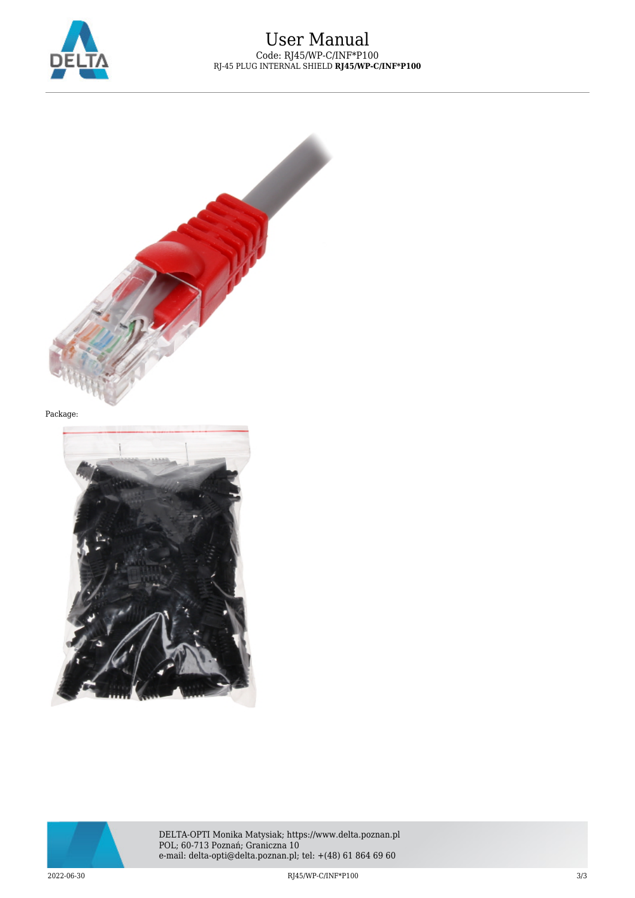Package: